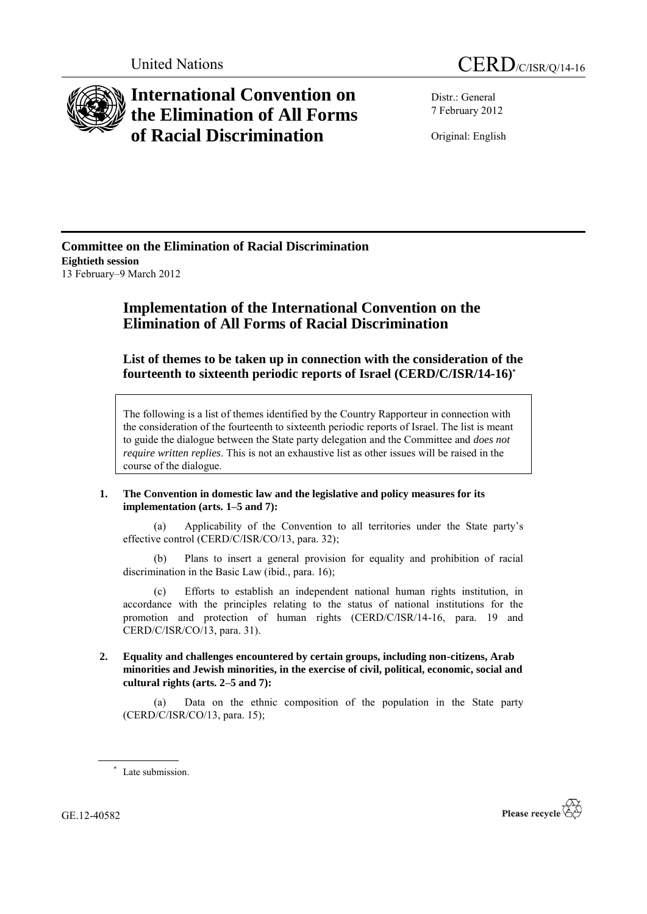United Nations CERD/C/ISR/Q/14-16

# International Convention on the Elimination of All Forms of Racial Discrimination

Distr.: General
7 February 2012

Original: English

**Committee on the Elimination of Racial Discrimination**
**Eightieth session**
13 February–9 March 2012

## Implementation of the International Convention on the Elimination of All Forms of Racial Discrimination

### List of themes to be taken up in connection with the consideration of the fourteenth to sixteenth periodic reports of Israel (CERD/C/ISR/14-16)*

The following is a list of themes identified by the Country Rapporteur in connection with the consideration of the fourteenth to sixteenth periodic reports of Israel. The list is meant to guide the dialogue between the State party delegation and the Committee and *does not require written replies*. This is not an exhaustive list as other issues will be raised in the course of the dialogue.

**1. The Convention in domestic law and the legislative and policy measures for its implementation (arts. 1–5 and 7):**

(a) Applicability of the Convention to all territories under the State party's effective control (CERD/C/ISR/CO/13, para. 32);

(b) Plans to insert a general provision for equality and prohibition of racial discrimination in the Basic Law (ibid., para. 16);

(c) Efforts to establish an independent national human rights institution, in accordance with the principles relating to the status of national institutions for the promotion and protection of human rights (CERD/C/ISR/14-16, para. 19 and CERD/C/ISR/CO/13, para. 31).

**2. Equality and challenges encountered by certain groups, including non-citizens, Arab minorities and Jewish minorities, in the exercise of civil, political, economic, social and cultural rights (arts. 2–5 and 7):**

(a) Data on the ethnic composition of the population in the State party (CERD/C/ISR/CO/13, para. 15);

\* Late submission.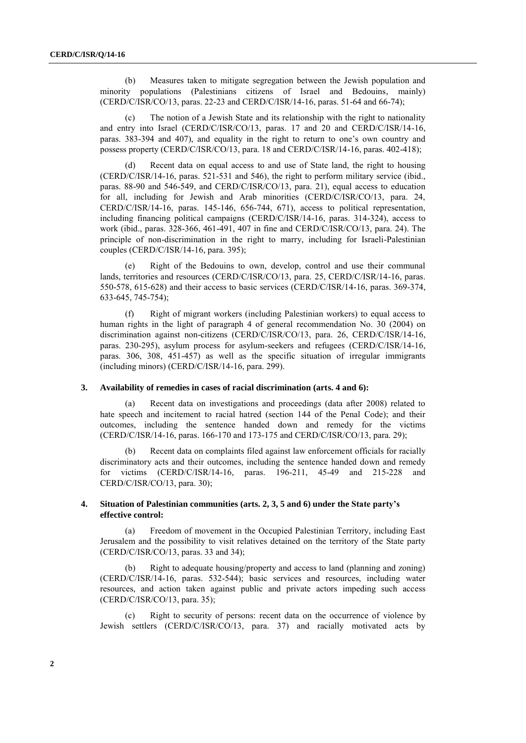(b) Measures taken to mitigate segregation between the Jewish population and minority populations (Palestinians citizens of Israel and Bedouins, mainly) (CERD/C/ISR/CO/13, paras. 22-23 and CERD/C/ISR/14-16, paras. 51-64 and 66-74);

(c) The notion of a Jewish State and its relationship with the right to nationality and entry into Israel (CERD/C/ISR/CO/13, paras. 17 and 20 and CERD/C/ISR/14-16, paras. 383-394 and 407), and equality in the right to return to one's own country and possess property (CERD/C/ISR/CO/13, para. 18 and CERD/C/ISR/14-16, paras. 402-418);

(d) Recent data on equal access to and use of State land, the right to housing (CERD/C/ISR/14-16, paras. 521-531 and 546), the right to perform military service (ibid., paras. 88-90 and 546-549, and CERD/C/ISR/CO/13, para. 21), equal access to education for all, including for Jewish and Arab minorities (CERD/C/ISR/CO/13, para. 24, CERD/C/ISR/14-16, paras. 145-146, 656-744, 671), access to political representation, including financing political campaigns (CERD/C/ISR/14-16, paras. 314-324), access to work (ibid., paras. 328-366, 461-491, 407 in fine and CERD/C/ISR/CO/13, para. 24). The principle of non-discrimination in the right to marry, including for Israeli-Palestinian couples (CERD/C/ISR/14-16, para. 395);

(e) Right of the Bedouins to own, develop, control and use their communal lands, territories and resources (CERD/C/ISR/CO/13, para. 25, CERD/C/ISR/14-16, paras. 550-578, 615-628) and their access to basic services (CERD/C/ISR/14-16, paras. 369-374, 633-645, 745-754);

(f) Right of migrant workers (including Palestinian workers) to equal access to human rights in the light of paragraph 4 of general recommendation No. 30 (2004) on discrimination against non-citizens (CERD/C/ISR/CO/13, para. 26, CERD/C/ISR/14-16, paras. 230-295), asylum process for asylum-seekers and refugees (CERD/C/ISR/14-16, paras. 306, 308, 451-457) as well as the specific situation of irregular immigrants (including minors) (CERD/C/ISR/14-16, para. 299).

**3. Availability of remedies in cases of racial discrimination (arts. 4 and 6):**

(a) Recent data on investigations and proceedings (data after 2008) related to hate speech and incitement to racial hatred (section 144 of the Penal Code); and their outcomes, including the sentence handed down and remedy for the victims (CERD/C/ISR/14-16, paras. 166-170 and 173-175 and CERD/C/ISR/CO/13, para. 29);

(b) Recent data on complaints filed against law enforcement officials for racially discriminatory acts and their outcomes, including the sentence handed down and remedy for victims (CERD/C/ISR/14-16, paras. 196-211, 45-49 and 215-228 and CERD/C/ISR/CO/13, para. 30);

**4. Situation of Palestinian communities (arts. 2, 3, 5 and 6) under the State party's effective control:**

(a) Freedom of movement in the Occupied Palestinian Territory, including East Jerusalem and the possibility to visit relatives detained on the territory of the State party (CERD/C/ISR/CO/13, paras. 33 and 34);

(b) Right to adequate housing/property and access to land (planning and zoning) (CERD/C/ISR/14-16, paras. 532-544); basic services and resources, including water resources, and action taken against public and private actors impeding such access (CERD/C/ISR/CO/13, para. 35);

(c) Right to security of persons: recent data on the occurrence of violence by Jewish settlers (CERD/C/ISR/CO/13, para. 37) and racially motivated acts by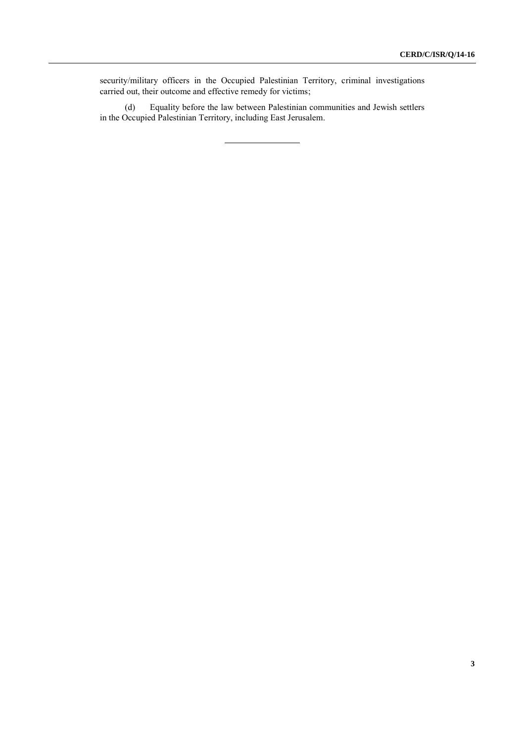security/military officers in the Occupied Palestinian Territory, criminal investigations carried out, their outcome and effective remedy for victims;

(d) Equality before the law between Palestinian communities and Jewish settlers in the Occupied Palestinian Territory, including East Jerusalem.